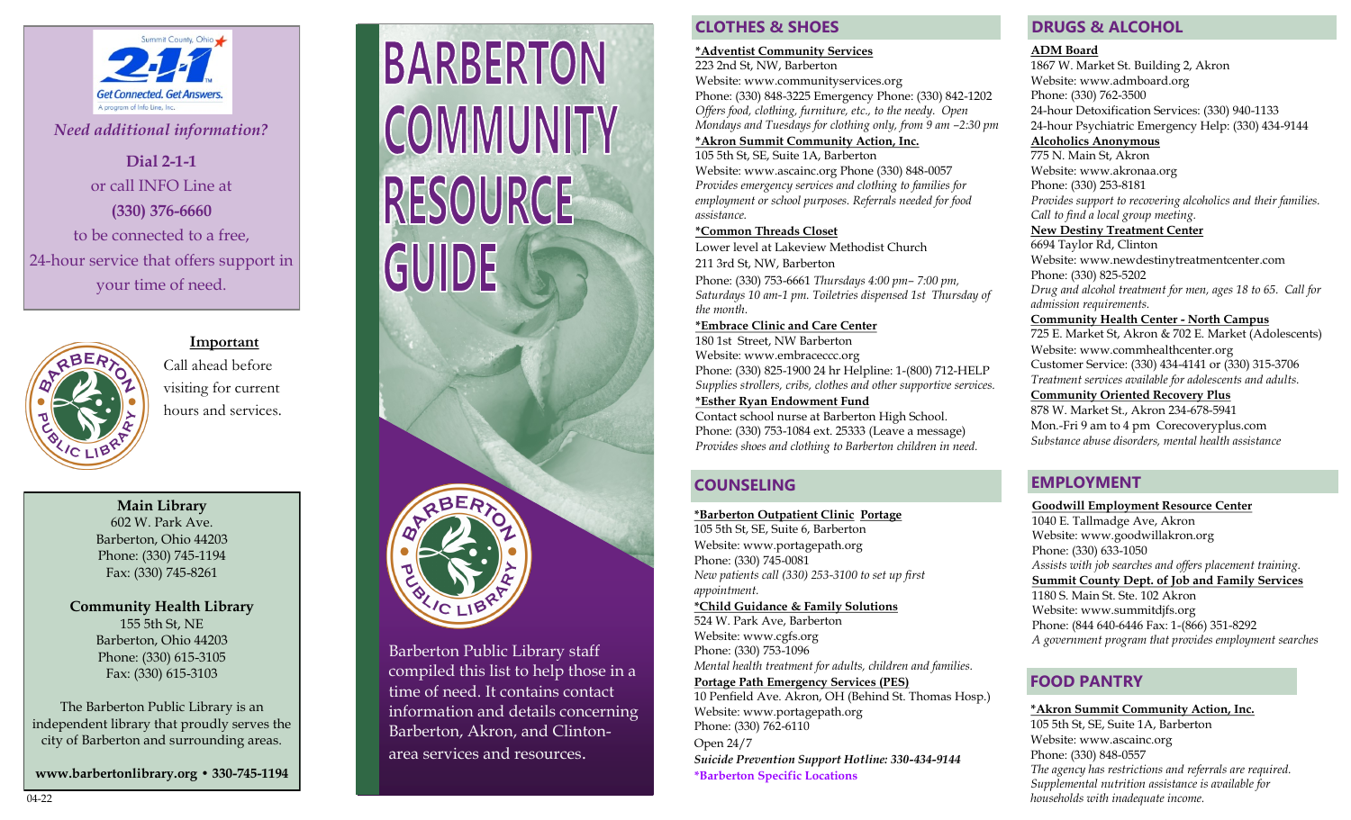Need additional information?

**Dial 2-1-1**
or call INFO Line at
**(330) 376-6660**
to be connected to a free, 24-hour service that offers support in your time of need.

**Important**

Call ahead before visiting for current hours and services.

**Main Library**
602 W. Park Ave.
Barberton, Ohio 44203
Phone: (330) 745-1194
Fax: (330) 745-8261

**Community Health Library**
155 5th St, NE
Barberton, Ohio 44203
Phone: (330) 615-3105
Fax: (330) 615-3103

The Barberton Public Library is an independent library that proudly serves the city of Barberton and surrounding areas.

**www.barbertonlibrary.org • 330-745-1194**

04-22

# BARBERTON COMMUNITY RESOURCE GUIDE

Barberton Public Library staff compiled this list to help those in a time of need. It contains contact information and details concerning Barberton, Akron, and Clinton-area services and resources.

## CLOTHES & SHOES

**\*Adventist Community Services**
223 2nd St, NW, Barberton
Website: www.communityservices.org
Phone: (330) 848-3225 Emergency Phone: (330) 842-1202
*Offers food, clothing, furniture, etc., to the needy. Open Mondays and Tuesdays for clothing only, from 9 am –2:30 pm*

**\*Akron Summit Community Action, Inc.**
105 5th St, SE, Suite 1A, Barberton
Website: www.ascainc.org Phone (330) 848-0057
*Provides emergency services and clothing to families for employment or school purposes. Referrals needed for food assistance.*

**\*Common Threads Closet**
Lower level at Lakeview Methodist Church
211 3rd St, NW, Barberton
Phone: (330) 753-6661 *Thursdays 4:00 pm– 7:00 pm, Saturdays 10 am-1 pm. Toiletries dispensed 1st Thursday of the month.*

**\*Embrace Clinic and Care Center**
180 1st Street, NW Barberton
Website: www.embraceccc.org
Phone: (330) 825-1900 24 hr Helpline: 1-(800) 712-HELP
*Supplies strollers, cribs, clothes and other supportive services.*

**\*Esther Ryan Endowment Fund**
Contact school nurse at Barberton High School.
Phone: (330) 753-1084 ext. 25333 (Leave a message)
*Provides shoes and clothing to Barberton children in need.*

## COUNSELING

**\*Barberton Outpatient Clinic Portage**
105 5th St, SE, Suite 6, Barberton
Website: www.portagepath.org
Phone: (330) 745-0081
*New patients call (330) 253-3100 to set up first appointment.*

**\*Child Guidance & Family Solutions**
524 W. Park Ave, Barberton
Website: www.cgfs.org
Phone: (330) 753-1096
*Mental health treatment for adults, children and families.*

**Portage Path Emergency Services (PES)**
10 Penfield Ave. Akron, OH (Behind St. Thomas Hosp.)
Website: www.portagepath.org
Phone: (330) 762-6110
Open 24/7
***Suicide Prevention Support Hotline: 330-434-9144***

**\*Barberton Specific Locations**

## DRUGS & ALCOHOL

**ADM Board**
1867 W. Market St. Building 2, Akron
Website: www.admboard.org
Phone: (330) 762-3500
24-hour Detoxification Services: (330) 940-1133
24-hour Psychiatric Emergency Help: (330) 434-9144

**Alcoholics Anonymous**
775 N. Main St, Akron
Website: www.akronaa.org
Phone: (330) 253-8181
*Provides support to recovering alcoholics and their families. Call to find a local group meeting.*

**New Destiny Treatment Center**
6694 Taylor Rd, Clinton
Website: www.newdestinytreatmentcenter.com
Phone: (330) 825-5202
*Drug and alcohol treatment for men, ages 18 to 65. Call for admission requirements.*

**Community Health Center - North Campus**
725 E. Market St, Akron & 702 E. Market (Adolescents)
Website: www.commhealthcenter.org
Customer Service: (330) 434-4141 or (330) 315-3706
*Treatment services available for adolescents and adults.*

**Community Oriented Recovery Plus**
878 W. Market St., Akron 234-678-5941
Mon.-Fri 9 am to 4 pm Corecoveryplus.com
*Substance abuse disorders, mental health assistance*

## EMPLOYMENT

**Goodwill Employment Resource Center**
1040 E. Tallmadge Ave, Akron
Website: www.goodwillakron.org
Phone: (330) 633-1050
*Assists with job searches and offers placement training.*

**Summit County Dept. of Job and Family Services**
1180 S. Main St. Ste. 102 Akron
Website: www.summitdjfs.org
Phone: (844 640-6446 Fax: 1-(866) 351-8292
*A government program that provides employment searches*

## FOOD PANTRY

**\*Akron Summit Community Action, Inc.**
105 5th St, SE, Suite 1A, Barberton
Website: www.ascainc.org
Phone: (330) 848-0557
*The agency has restrictions and referrals are required. Supplemental nutrition assistance is available for households with inadequate income.*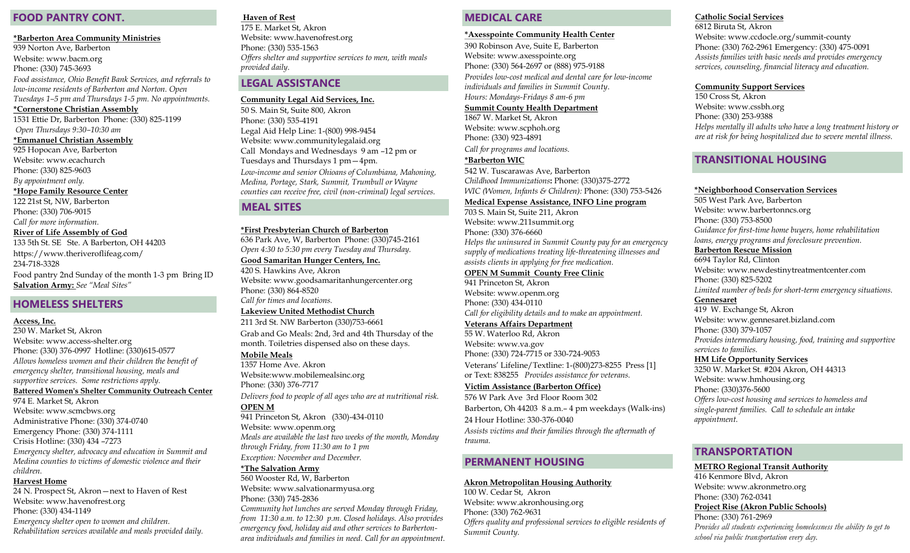## FOOD PANTRY CONT.

**\*Barberton Area Community Ministries**
939 Norton Ave, Barberton
Website: www.bacm.org
Phone: (330) 745-3693
*Food assistance, Ohio Benefit Bank Services, and referrals to low-income residents of Barberton and Norton. Open Tuesdays 1–5 pm and Thursdays 1-5 pm. No appointments.*

**\*Cornerstone Christian Assembly**
1531 Ettie Dr, Barberton Phone: (330) 825-1199
*Open Thursdays 9:30–10:30 am*

**\*Emmanuel Christian Assembly**
925 Hopocan Ave, Barberton
Website: www.ecachurch
Phone: (330) 825-9603
*By appointment only.*

**\*Hope Family Resource Center**
122 21st St, NW, Barberton
Phone: (330) 706-9015
*Call for more information.*

**River of Life Assembly of God**
133 5th St. SE Ste. A Barberton, OH 44203
https://www.theriveroflifeag.com/
234-718-3328
Food pantry 2nd Sunday of the month 1-3 pm Bring ID

**Salvation Army:** *See "Meal Sites"*

## HOMELESS SHELTERS

**Access, Inc.**
230 W. Market St, Akron
Website: www.access-shelter.org
Phone: (330) 376-0997 Hotline: (330)615-0577
*Allows homeless women and their children the benefit of emergency shelter, transitional housing, meals and supportive services. Some restrictions apply.*

**Battered Women's Shelter Community Outreach Center**
974 E. Market St, Akron
Website: www.scmcbws.org
Administrative Phone: (330) 374-0740
Emergency Phone: (330) 374-1111
Crisis Hotline: (330) 434 –7273
*Emergency shelter, advocacy and education in Summit and Medina counties to victims of domestic violence and their children.*

**Harvest Home**
24 N. Prospect St, Akron—next to Haven of Rest
Website: www.havenofrest.org
Phone: (330) 434-1149
*Emergency shelter open to women and children. Rehabilitation services available and meals provided daily.*

**Haven of Rest**
175 E. Market St, Akron
Website: www.havenofrest.org
Phone: (330) 535-1563
*Offers shelter and supportive services to men, with meals provided daily.*

## LEGAL ASSISTANCE

**Community Legal Aid Services, Inc.**
50 S. Main St, Suite 800, Akron
Phone: (330) 535-4191
Legal Aid Help Line: 1-(800) 998-9454
Website: www.communitylegalaid.org
Call Mondays and Wednesdays 9 am –12 pm or Tuesdays and Thursdays 1 pm—4pm.
*Low-income and senior Ohioans of Columbiana, Mahoning, Medina, Portage, Stark, Summit, Trumbull or Wayne counties can receive free, civil (non-criminal) legal services.*

## MEAL SITES

**\*First Presbyterian Church of Barberton**
636 Park Ave, W, Barberton Phone: (330)745-2161
*Open 4:30 to 5:30 pm every Tuesday and Thursday.*

**Good Samaritan Hunger Centers, Inc.**
420 S. Hawkins Ave, Akron
Website: www.goodsamaritanhungercenter.org
Phone: (330) 864-8520
*Call for times and locations.*

**Lakeview United Methodist Church**
211 3rd St. NW Barberton (330)753-6661
Grab and Go Meals: 2nd, 3rd and 4th Thursday of the month. Toiletries dispensed also on these days.

**Mobile Meals**
1357 Home Ave. Akron
Website:www.mobilemealsinc.org
Phone: (330) 376-7717
*Delivers food to people of all ages who are at nutritional risk.*

**OPEN M**
941 Princeton St, Akron (330)-434-0110
Website: www.openm.org
*Meals are available the last two weeks of the month, Monday through Friday, from 11:30 am to 1 pm*
*Exception: November and December.*

**\*The Salvation Army**
560 Wooster Rd, W, Barberton
Website: www.salvationarmyusa.org
Phone: (330) 745-2836
*Community hot lunches are served Monday through Friday, from 11:30 a.m. to 12:30 p.m. Closed holidays. Also provides emergency food, holiday aid and other services to Barberton-area individuals and families in need. Call for an appointment.*

## MEDICAL CARE

**\*Axesspointe Community Health Center**
390 Robinson Ave, Suite E, Barberton
Website: www.axesspointe.org
Phone: (330) 564-2697 or (888) 975-9188
*Provides low-cost medical and dental care for low-income individuals and families in Summit County.*
*Hours: Mondays-Fridays 8 am-6 pm*

**Summit County Health Department**
1867 W. Market St, Akron
Website: www.scphoh.org
Phone: (330) 923-4891
*Call for programs and locations.*

**\*Barberton WIC**
542 W. Tuscarawas Ave, Barberton
*Childhood Immunizations***:** Phone: (330)375-2772
*WIC (Women, Infants & Children):* Phone: (330) 753-5426

**Medical Expense Assistance, INFO Line program**
703 S. Main St, Suite 211, Akron
Website: www.211summit.org
Phone: (330) 376-6660
*Helps the uninsured in Summit County pay for an emergency supply of medications treating life-threatening illnesses and assists clients in applying for free medication.*

**OPEN M Summit County Free Clinic**
941 Princeton St, Akron
Website: www.openm.org
Phone: (330) 434-0110
*Call for eligibility details and to make an appointment.*

**Veterans Affairs Department**
55 W. Waterloo Rd, Akron
Website: www.va.gov
Phone: (330) 724-7715 or 330-724-9053
Veterans' Lifeline/Textline: 1-(800)273-8255 Press [1] or Text: 838255 *Provides assistance for veterans.*

**Victim Assistance (Barberton Office)**
576 W Park Ave 3rd Floor Room 302
Barberton, Oh 44203 8 a.m.– 4 pm weekdays (Walk-ins)
24 Hour Hotline: 330-376-0040
*Assists victims and their families through the aftermath of trauma.*

## PERMANENT HOUSING

**Akron Metropolitan Housing Authority**
100 W. Cedar St, Akron
Website: www.akronhousing.org
Phone: (330) 762-9631
*Offers quality and professional services to eligible residents of Summit County.*

**Catholic Social Services**
6812 Biruta St, Akron
Website: www.ccdocle.org/summit-county
Phone: (330) 762-2961 Emergency: (330) 475-0091
*Assists families with basic needs and provides emergency services, counseling, financial literacy and education.*

**Community Support Services**
150 Cross St, Akron
Website: www.cssbh.org
Phone: (330) 253-9388
*Helps mentally ill adults who have a long treatment history or are at risk for being hospitalized due to severe mental illness.*

## TRANSITIONAL HOUSING

**\*Neighborhood Conservation Services**
505 West Park Ave, Barberton
Website: www.barbertonncs.org
Phone: (330) 753-8500
*Guidance for first-time home buyers, home rehabilitation loans, energy programs and foreclosure prevention.*

**Barberton Rescue Mission**
6694 Taylor Rd, Clinton
Website: www.newdestinytreatmentcenter.com
Phone: (330) 825-5202
*Limited number of beds for short-term emergency situations.*

**Gennesaret**
419 W. Exchange St, Akron
Website: www.gennesaret.bizland.com
Phone: (330) 379-1057
*Provides intermediary housing, food, training and supportive services to families.*

**HM Life Opportunity Services**
3250 W. Market St. #204 Akron, OH 44313
Website: www.hmhousing.org
Phone: (330)376-5600
*Offers low-cost housing and services to homeless and single-parent families. Call to schedule an intake appointment.*

## TRANSPORTATION

**METRO Regional Transit Authority**
416 Kenmore Blvd, Akron
Website: www.akronmetro.org
Phone: (330) 762-0341

**Project Rise (Akron Public Schools)**
Phone: (330) 761-2969
*Provides all students experiencing homelessness the ability to get to school via public transportation every day.*